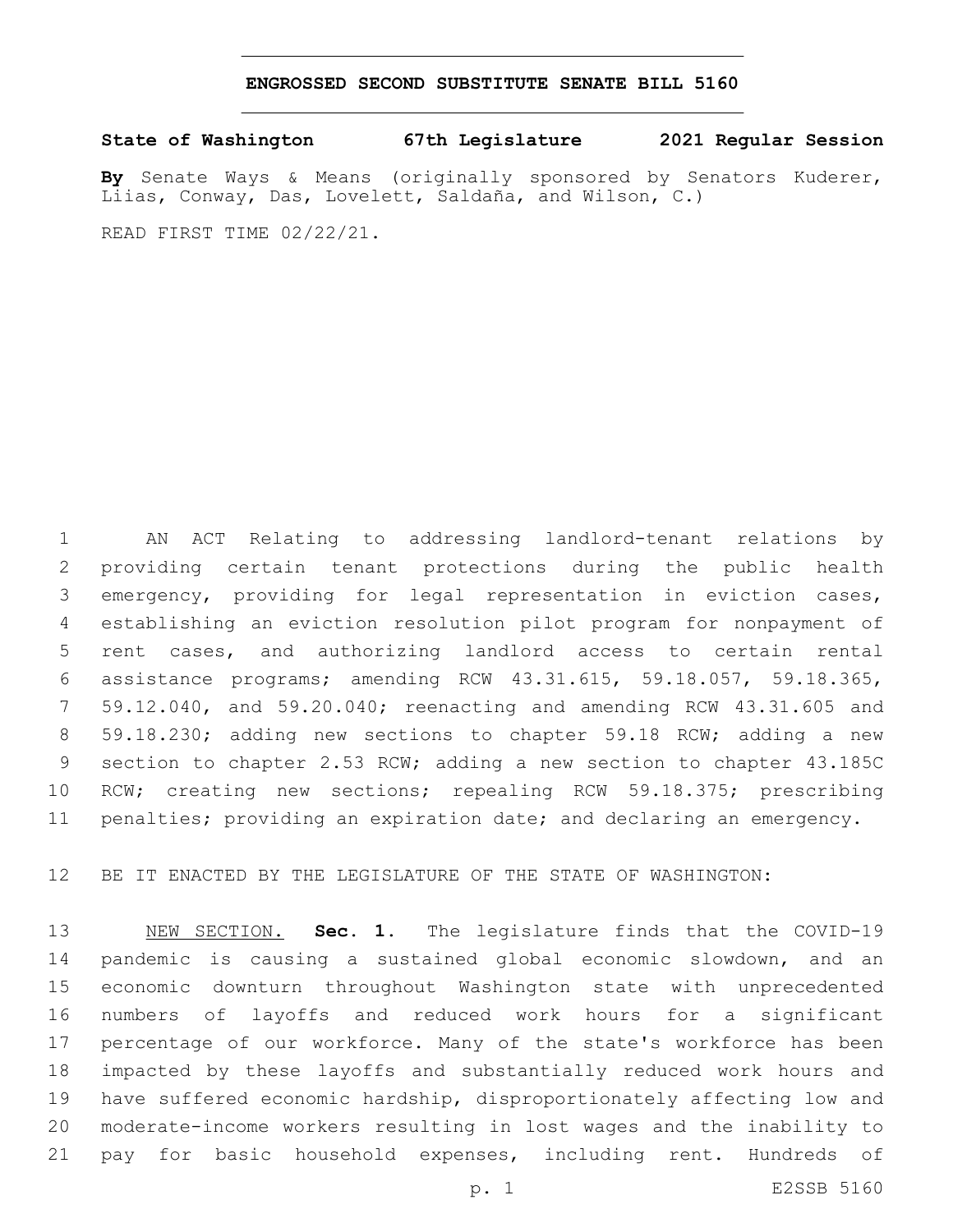# ENGROSSED SECOND SUBSTITUTE SENATE BILL 5160

**State of Washington 67th Legislature 2021 Regular Session**

**By** Senate Ways & Means (originally sponsored by Senators Kuderer, Liias, Conway, Das, Lovelett, Saldaña, and Wilson, C.)

READ FIRST TIME 02/22/21.

AN ACT Relating to addressing landlord-tenant relations by providing certain tenant protections during the public health emergency, providing for legal representation in eviction cases, establishing an eviction resolution pilot program for nonpayment of rent cases, and authorizing landlord access to certain rental assistance programs; amending RCW 43.31.615, 59.18.057, 59.18.365, 59.12.040, and 59.20.040; reenacting and amending RCW 43.31.605 and 59.18.230; adding new sections to chapter 59.18 RCW; adding a new section to chapter 2.53 RCW; adding a new section to chapter 43.185C RCW; creating new sections; repealing RCW 59.18.375; prescribing penalties; providing an expiration date; and declaring an emergency.

BE IT ENACTED BY THE LEGISLATURE OF THE STATE OF WASHINGTON:

NEW SECTION. **Sec. 1.** The legislature finds that the COVID-19 pandemic is causing a sustained global economic slowdown, and an economic downturn throughout Washington state with unprecedented numbers of layoffs and reduced work hours for a significant percentage of our workforce. Many of the state's workforce has been impacted by these layoffs and substantially reduced work hours and have suffered economic hardship, disproportionately affecting low and moderate-income workers resulting in lost wages and the inability to pay for basic household expenses, including rent. Hundreds of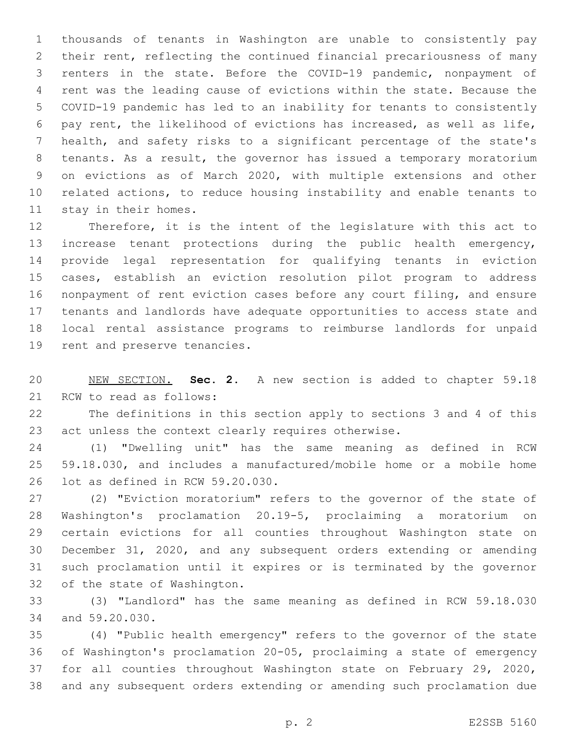thousands of tenants in Washington are unable to consistently pay their rent, reflecting the continued financial precariousness of many renters in the state. Before the COVID-19 pandemic, nonpayment of rent was the leading cause of evictions within the state. Because the COVID-19 pandemic has led to an inability for tenants to consistently pay rent, the likelihood of evictions has increased, as well as life, health, and safety risks to a significant percentage of the state's tenants. As a result, the governor has issued a temporary moratorium on evictions as of March 2020, with multiple extensions and other related actions, to reduce housing instability and enable tenants to stay in their homes.

Therefore, it is the intent of the legislature with this act to increase tenant protections during the public health emergency, provide legal representation for qualifying tenants in eviction cases, establish an eviction resolution pilot program to address nonpayment of rent eviction cases before any court filing, and ensure tenants and landlords have adequate opportunities to access state and local rental assistance programs to reimburse landlords for unpaid rent and preserve tenancies.

NEW SECTION. **Sec. 2.** A new section is added to chapter 59.18 RCW to read as follows:

The definitions in this section apply to sections 3 and 4 of this act unless the context clearly requires otherwise.

(1) "Dwelling unit" has the same meaning as defined in RCW 59.18.030, and includes a manufactured/mobile home or a mobile home lot as defined in RCW 59.20.030.

(2) "Eviction moratorium" refers to the governor of the state of Washington's proclamation 20.19-5, proclaiming a moratorium on certain evictions for all counties throughout Washington state on December 31, 2020, and any subsequent orders extending or amending such proclamation until it expires or is terminated by the governor of the state of Washington.

(3) "Landlord" has the same meaning as defined in RCW 59.18.030 and 59.20.030.

(4) "Public health emergency" refers to the governor of the state of Washington's proclamation 20-05, proclaiming a state of emergency for all counties throughout Washington state on February 29, 2020, and any subsequent orders extending or amending such proclamation due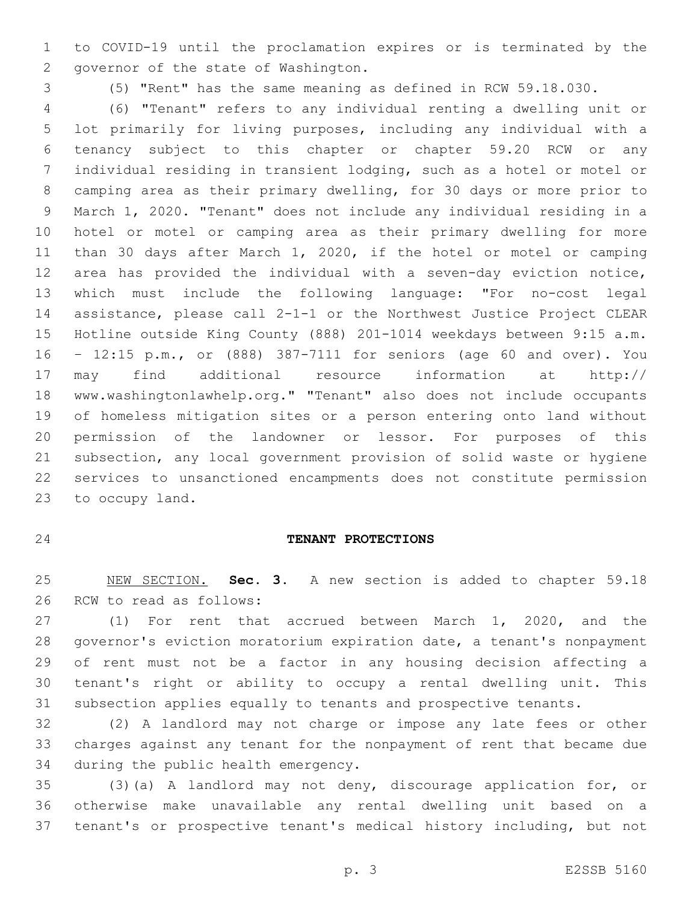to COVID-19 until the proclamation expires or is terminated by the governor of the state of Washington.

(5) "Rent" has the same meaning as defined in RCW 59.18.030.

(6) "Tenant" refers to any individual renting a dwelling unit or lot primarily for living purposes, including any individual with a tenancy subject to this chapter or chapter 59.20 RCW or any individual residing in transient lodging, such as a hotel or motel or camping area as their primary dwelling, for 30 days or more prior to March 1, 2020. "Tenant" does not include any individual residing in a hotel or motel or camping area as their primary dwelling for more than 30 days after March 1, 2020, if the hotel or motel or camping area has provided the individual with a seven-day eviction notice, which must include the following language: "For no-cost legal assistance, please call 2-1-1 or the Northwest Justice Project CLEAR Hotline outside King County (888) 201-1014 weekdays between 9:15 a.m. – 12:15 p.m., or (888) 387-7111 for seniors (age 60 and over). You may find additional resource information at http://www.washingtonlawhelp.org." "Tenant" also does not include occupants of homeless mitigation sites or a person entering onto land without permission of the landowner or lessor. For purposes of this subsection, any local government provision of solid waste or hygiene services to unsanctioned encampments does not constitute permission to occupy land.

## TENANT PROTECTIONS

NEW SECTION. **Sec. 3.** A new section is added to chapter 59.18 RCW to read as follows:

(1) For rent that accrued between March 1, 2020, and the governor's eviction moratorium expiration date, a tenant's nonpayment of rent must not be a factor in any housing decision affecting a tenant's right or ability to occupy a rental dwelling unit. This subsection applies equally to tenants and prospective tenants.

(2) A landlord may not charge or impose any late fees or other charges against any tenant for the nonpayment of rent that became due during the public health emergency.

(3)(a) A landlord may not deny, discourage application for, or otherwise make unavailable any rental dwelling unit based on a tenant's or prospective tenant's medical history including, but not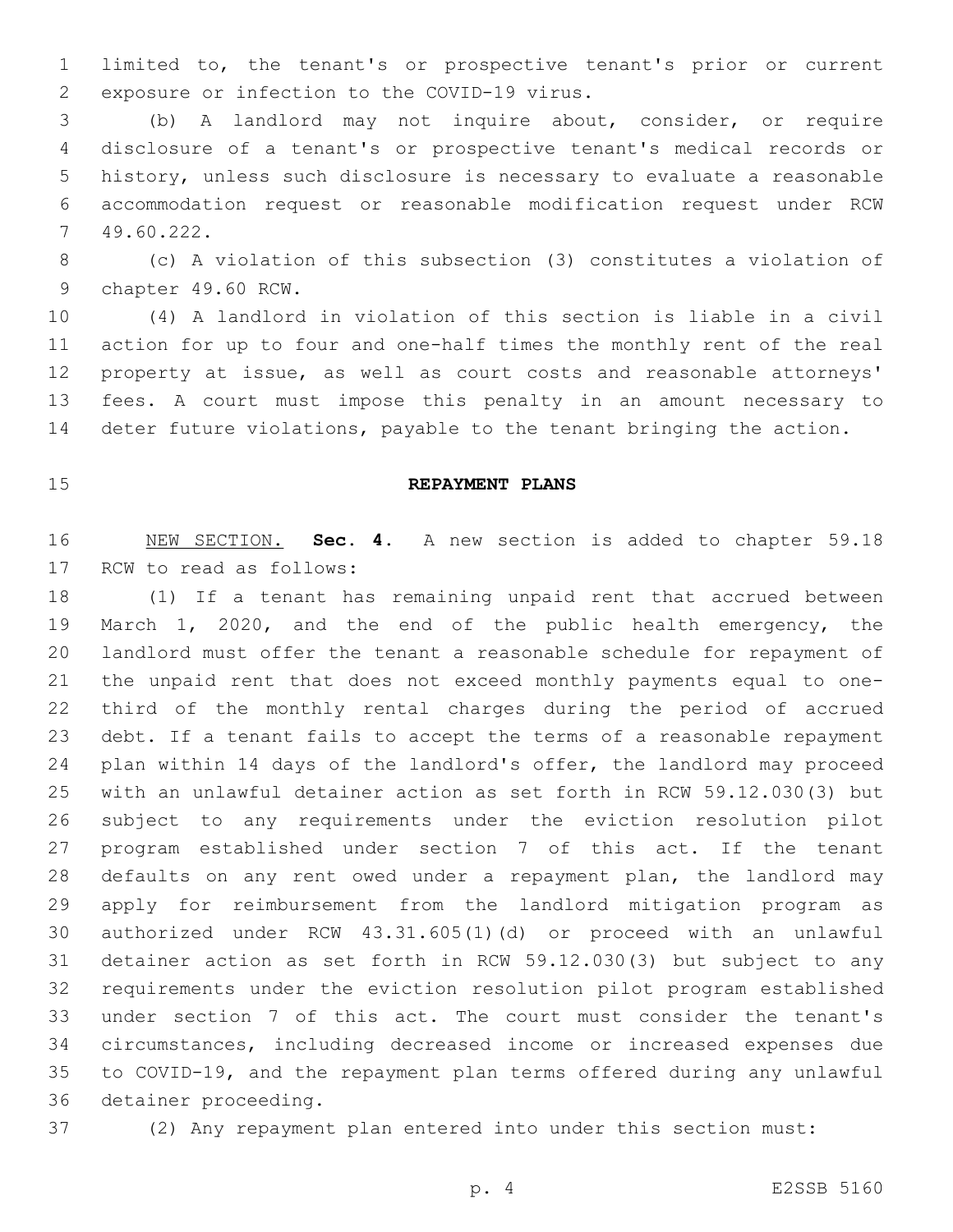limited to, the tenant's or prospective tenant's prior or current exposure or infection to the COVID-19 virus.

(b) A landlord may not inquire about, consider, or require disclosure of a tenant's or prospective tenant's medical records or history, unless such disclosure is necessary to evaluate a reasonable accommodation request or reasonable modification request under RCW 49.60.222.

(c) A violation of this subsection (3) constitutes a violation of chapter 49.60 RCW.

(4) A landlord in violation of this section is liable in a civil action for up to four and one-half times the monthly rent of the real property at issue, as well as court costs and reasonable attorneys' fees. A court must impose this penalty in an amount necessary to deter future violations, payable to the tenant bringing the action.

**REPAYMENT PLANS**

NEW SECTION. **Sec. 4.** A new section is added to chapter 59.18 RCW to read as follows:

(1) If a tenant has remaining unpaid rent that accrued between March 1, 2020, and the end of the public health emergency, the landlord must offer the tenant a reasonable schedule for repayment of the unpaid rent that does not exceed monthly payments equal to one-third of the monthly rental charges during the period of accrued debt. If a tenant fails to accept the terms of a reasonable repayment plan within 14 days of the landlord's offer, the landlord may proceed with an unlawful detainer action as set forth in RCW 59.12.030(3) but subject to any requirements under the eviction resolution pilot program established under section 7 of this act. If the tenant defaults on any rent owed under a repayment plan, the landlord may apply for reimbursement from the landlord mitigation program as authorized under RCW 43.31.605(1)(d) or proceed with an unlawful detainer action as set forth in RCW 59.12.030(3) but subject to any requirements under the eviction resolution pilot program established under section 7 of this act. The court must consider the tenant's circumstances, including decreased income or increased expenses due to COVID-19, and the repayment plan terms offered during any unlawful detainer proceeding.

(2) Any repayment plan entered into under this section must: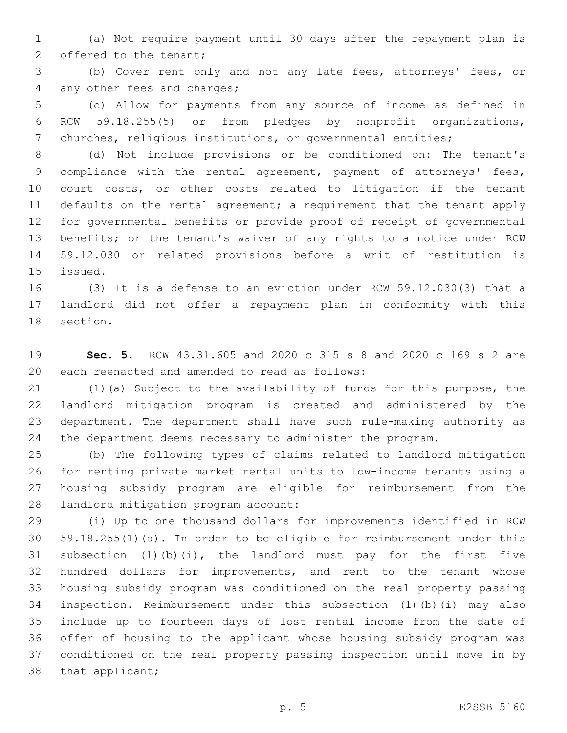(a) Not require payment until 30 days after the repayment plan is offered to the tenant;

(b) Cover rent only and not any late fees, attorneys' fees, or any other fees and charges;

(c) Allow for payments from any source of income as defined in RCW 59.18.255(5) or from pledges by nonprofit organizations, churches, religious institutions, or governmental entities;

(d) Not include provisions or be conditioned on: The tenant's compliance with the rental agreement, payment of attorneys' fees, court costs, or other costs related to litigation if the tenant defaults on the rental agreement; a requirement that the tenant apply for governmental benefits or provide proof of receipt of governmental benefits; or the tenant's waiver of any rights to a notice under RCW 59.12.030 or related provisions before a writ of restitution is issued.

(3) It is a defense to an eviction under RCW 59.12.030(3) that a landlord did not offer a repayment plan in conformity with this section.

**Sec. 5.** RCW 43.31.605 and 2020 c 315 s 8 and 2020 c 169 s 2 are each reenacted and amended to read as follows:

(1)(a) Subject to the availability of funds for this purpose, the landlord mitigation program is created and administered by the department. The department shall have such rule-making authority as the department deems necessary to administer the program.

(b) The following types of claims related to landlord mitigation for renting private market rental units to low-income tenants using a housing subsidy program are eligible for reimbursement from the landlord mitigation program account:

(i) Up to one thousand dollars for improvements identified in RCW 59.18.255(1)(a). In order to be eligible for reimbursement under this subsection (1)(b)(i), the landlord must pay for the first five hundred dollars for improvements, and rent to the tenant whose housing subsidy program was conditioned on the real property passing inspection. Reimbursement under this subsection (1)(b)(i) may also include up to fourteen days of lost rental income from the date of offer of housing to the applicant whose housing subsidy program was conditioned on the real property passing inspection until move in by that applicant;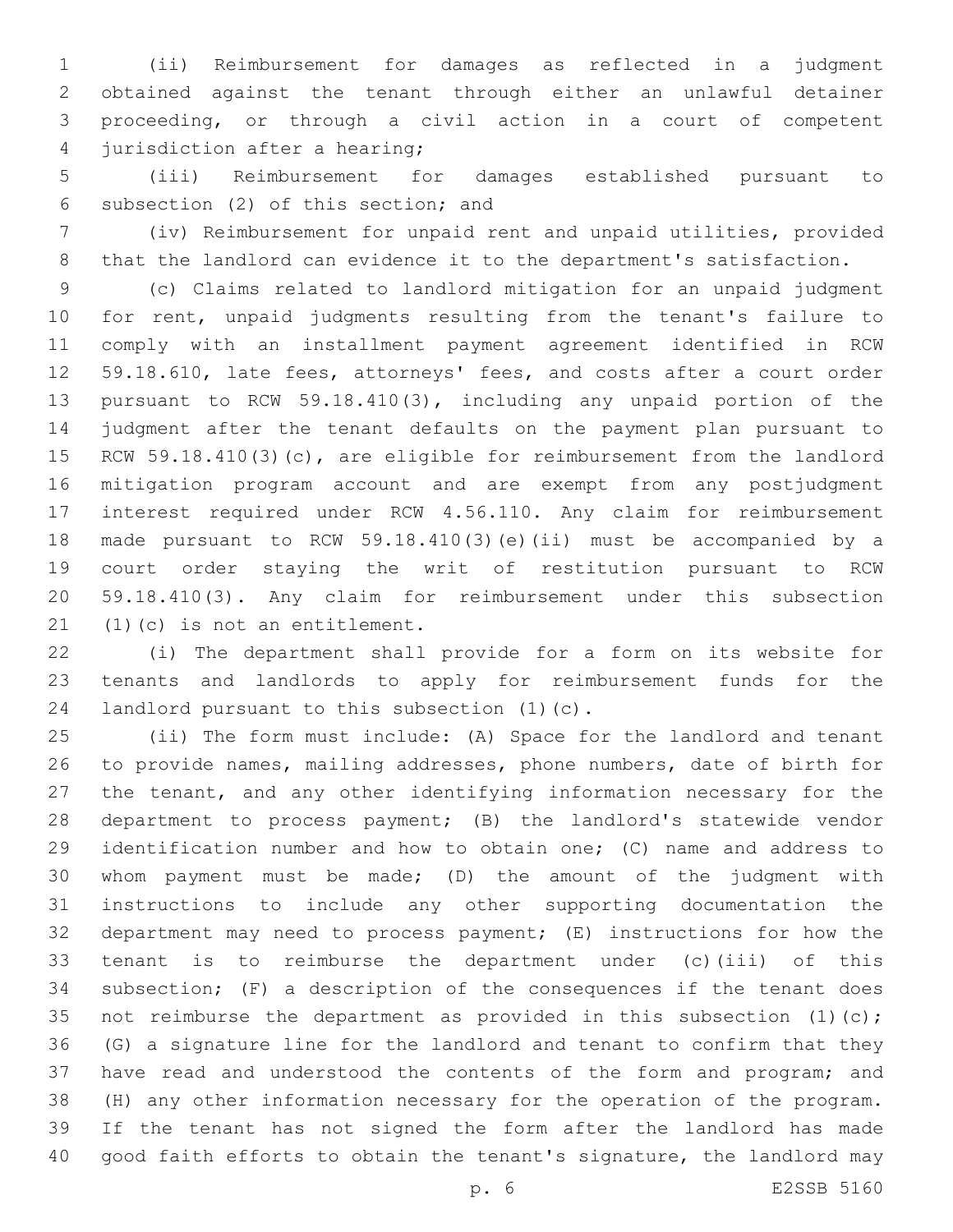(ii) Reimbursement for damages as reflected in a judgment obtained against the tenant through either an unlawful detainer proceeding, or through a civil action in a court of competent jurisdiction after a hearing;

(iii) Reimbursement for damages established pursuant to subsection (2) of this section; and

(iv) Reimbursement for unpaid rent and unpaid utilities, provided that the landlord can evidence it to the department's satisfaction.

(c) Claims related to landlord mitigation for an unpaid judgment for rent, unpaid judgments resulting from the tenant's failure to comply with an installment payment agreement identified in RCW 59.18.610, late fees, attorneys' fees, and costs after a court order pursuant to RCW 59.18.410(3), including any unpaid portion of the judgment after the tenant defaults on the payment plan pursuant to RCW 59.18.410(3)(c), are eligible for reimbursement from the landlord mitigation program account and are exempt from any postjudgment interest required under RCW 4.56.110. Any claim for reimbursement made pursuant to RCW 59.18.410(3)(e)(ii) must be accompanied by a court order staying the writ of restitution pursuant to RCW 59.18.410(3). Any claim for reimbursement under this subsection (1)(c) is not an entitlement.

(i) The department shall provide for a form on its website for tenants and landlords to apply for reimbursement funds for the landlord pursuant to this subsection (1)(c).

(ii) The form must include: (A) Space for the landlord and tenant to provide names, mailing addresses, phone numbers, date of birth for the tenant, and any other identifying information necessary for the department to process payment; (B) the landlord's statewide vendor identification number and how to obtain one; (C) name and address to whom payment must be made; (D) the amount of the judgment with instructions to include any other supporting documentation the department may need to process payment; (E) instructions for how the tenant is to reimburse the department under (c)(iii) of this subsection; (F) a description of the consequences if the tenant does not reimburse the department as provided in this subsection (1)(c); (G) a signature line for the landlord and tenant to confirm that they have read and understood the contents of the form and program; and (H) any other information necessary for the operation of the program. If the tenant has not signed the form after the landlord has made good faith efforts to obtain the tenant's signature, the landlord may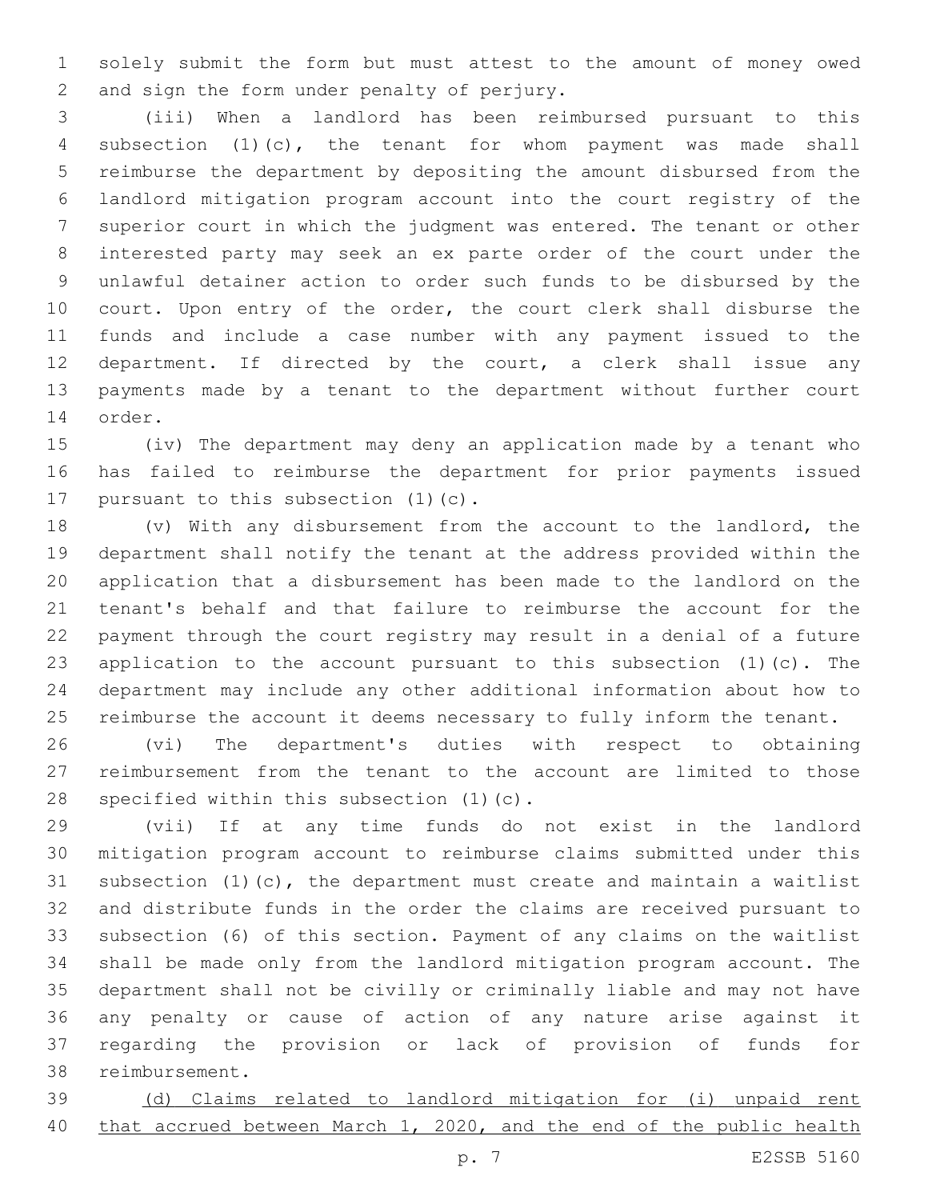solely submit the form but must attest to the amount of money owed and sign the form under penalty of perjury.

(iii) When a landlord has been reimbursed pursuant to this subsection (1)(c), the tenant for whom payment was made shall reimburse the department by depositing the amount disbursed from the landlord mitigation program account into the court registry of the superior court in which the judgment was entered. The tenant or other interested party may seek an ex parte order of the court under the unlawful detainer action to order such funds to be disbursed by the court. Upon entry of the order, the court clerk shall disburse the funds and include a case number with any payment issued to the department. If directed by the court, a clerk shall issue any payments made by a tenant to the department without further court order.

(iv) The department may deny an application made by a tenant who has failed to reimburse the department for prior payments issued pursuant to this subsection (1)(c).

(v) With any disbursement from the account to the landlord, the department shall notify the tenant at the address provided within the application that a disbursement has been made to the landlord on the tenant's behalf and that failure to reimburse the account for the payment through the court registry may result in a denial of a future application to the account pursuant to this subsection (1)(c). The department may include any other additional information about how to reimburse the account it deems necessary to fully inform the tenant.

(vi) The department's duties with respect to obtaining reimbursement from the tenant to the account are limited to those specified within this subsection (1)(c).

(vii) If at any time funds do not exist in the landlord mitigation program account to reimburse claims submitted under this subsection (1)(c), the department must create and maintain a waitlist and distribute funds in the order the claims are received pursuant to subsection (6) of this section. Payment of any claims on the waitlist shall be made only from the landlord mitigation program account. The department shall not be civilly or criminally liable and may not have any penalty or cause of action of any nature arise against it regarding the provision or lack of provision of funds for reimbursement.

<u>(d) Claims related to landlord mitigation for (i) unpaid rent that accrued between March 1, 2020, and the end of the public health</u>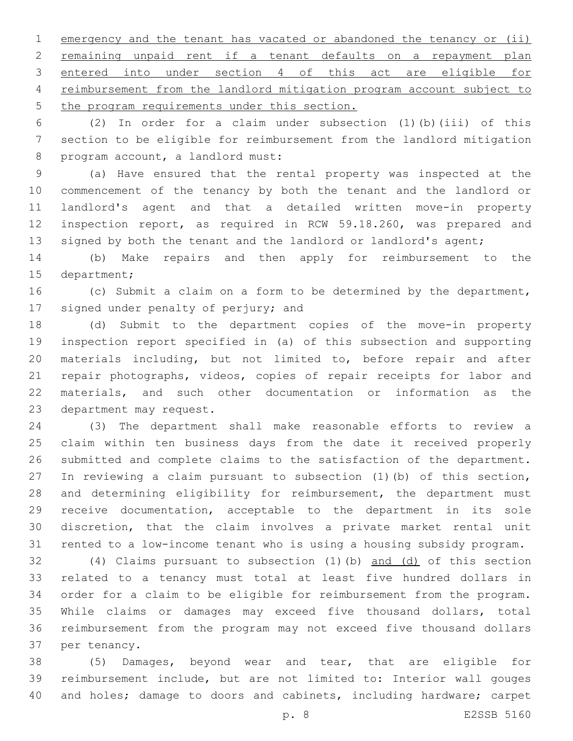emergency and the tenant has vacated or abandoned the tenancy or (ii) remaining unpaid rent if a tenant defaults on a repayment plan entered into under section 4 of this act are eligible for reimbursement from the landlord mitigation program account subject to the program requirements under this section.

(2) In order for a claim under subsection (1)(b)(iii) of this section to be eligible for reimbursement from the landlord mitigation program account, a landlord must:

(a) Have ensured that the rental property was inspected at the commencement of the tenancy by both the tenant and the landlord or landlord's agent and that a detailed written move-in property inspection report, as required in RCW 59.18.260, was prepared and signed by both the tenant and the landlord or landlord's agent;

(b) Make repairs and then apply for reimbursement to the department;

(c) Submit a claim on a form to be determined by the department, signed under penalty of perjury; and

(d) Submit to the department copies of the move-in property inspection report specified in (a) of this subsection and supporting materials including, but not limited to, before repair and after repair photographs, videos, copies of repair receipts for labor and materials, and such other documentation or information as the department may request.

(3) The department shall make reasonable efforts to review a claim within ten business days from the date it received properly submitted and complete claims to the satisfaction of the department. In reviewing a claim pursuant to subsection (1)(b) of this section, and determining eligibility for reimbursement, the department must receive documentation, acceptable to the department in its sole discretion, that the claim involves a private market rental unit rented to a low-income tenant who is using a housing subsidy program.

(4) Claims pursuant to subsection (1)(b) and (d) of this section related to a tenancy must total at least five hundred dollars in order for a claim to be eligible for reimbursement from the program. While claims or damages may exceed five thousand dollars, total reimbursement from the program may not exceed five thousand dollars per tenancy.

(5) Damages, beyond wear and tear, that are eligible for reimbursement include, but are not limited to: Interior wall gouges and holes; damage to doors and cabinets, including hardware; carpet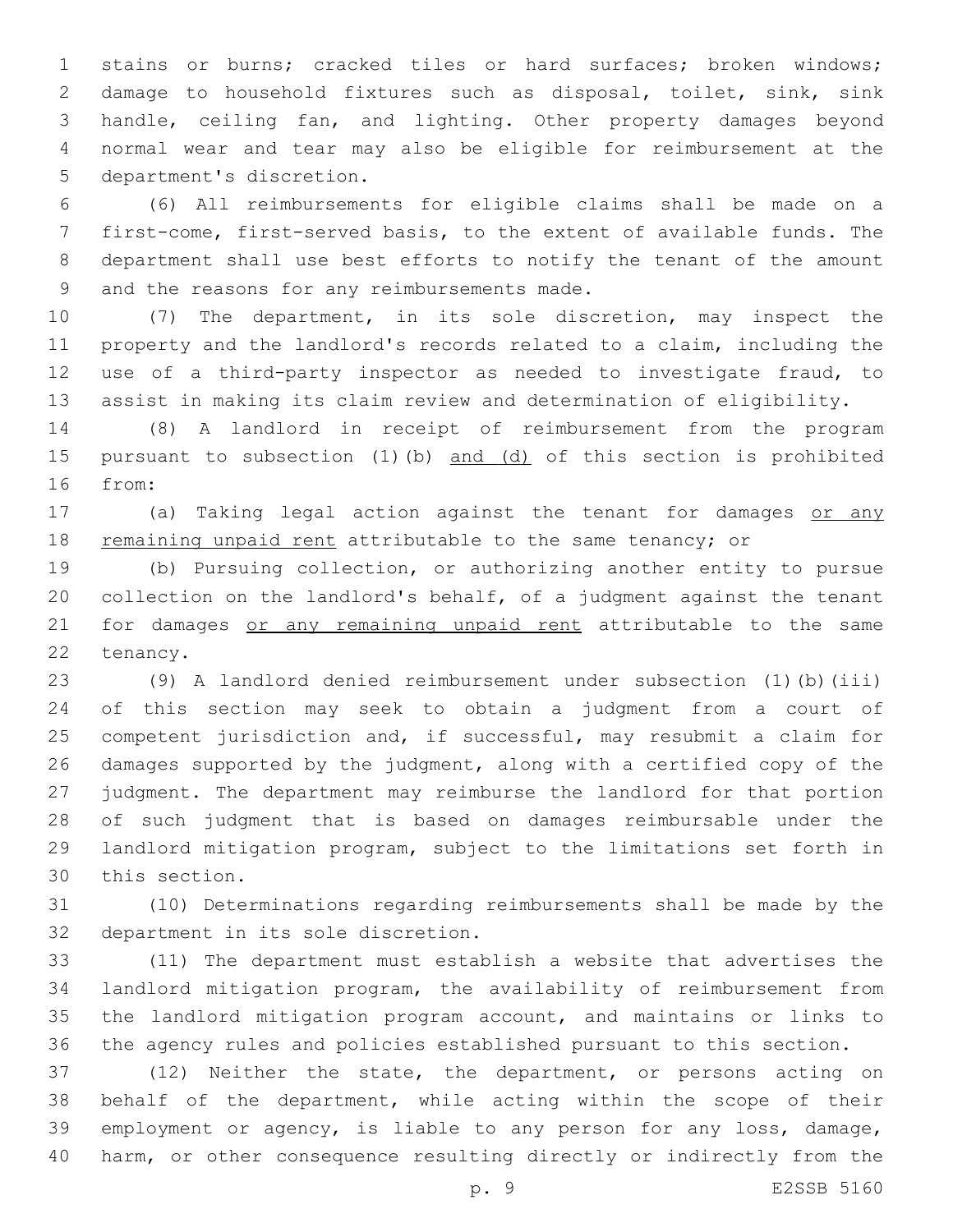stains or burns; cracked tiles or hard surfaces; broken windows; damage to household fixtures such as disposal, toilet, sink, sink handle, ceiling fan, and lighting. Other property damages beyond normal wear and tear may also be eligible for reimbursement at the department's discretion.

(6) All reimbursements for eligible claims shall be made on a first-come, first-served basis, to the extent of available funds. The department shall use best efforts to notify the tenant of the amount and the reasons for any reimbursements made.

(7) The department, in its sole discretion, may inspect the property and the landlord's records related to a claim, including the use of a third-party inspector as needed to investigate fraud, to assist in making its claim review and determination of eligibility.

(8) A landlord in receipt of reimbursement from the program pursuant to subsection (1)(b) <u>and (d)</u> of this section is prohibited from:

(a) Taking legal action against the tenant for damages <u>or any remaining unpaid rent</u> attributable to the same tenancy; or

(b) Pursuing collection, or authorizing another entity to pursue collection on the landlord's behalf, of a judgment against the tenant for damages <u>or any remaining unpaid rent</u> attributable to the same tenancy.

(9) A landlord denied reimbursement under subsection (1)(b)(iii) of this section may seek to obtain a judgment from a court of competent jurisdiction and, if successful, may resubmit a claim for damages supported by the judgment, along with a certified copy of the judgment. The department may reimburse the landlord for that portion of such judgment that is based on damages reimbursable under the landlord mitigation program, subject to the limitations set forth in this section.

(10) Determinations regarding reimbursements shall be made by the department in its sole discretion.

(11) The department must establish a website that advertises the landlord mitigation program, the availability of reimbursement from the landlord mitigation program account, and maintains or links to the agency rules and policies established pursuant to this section.

(12) Neither the state, the department, or persons acting on behalf of the department, while acting within the scope of their employment or agency, is liable to any person for any loss, damage, harm, or other consequence resulting directly or indirectly from the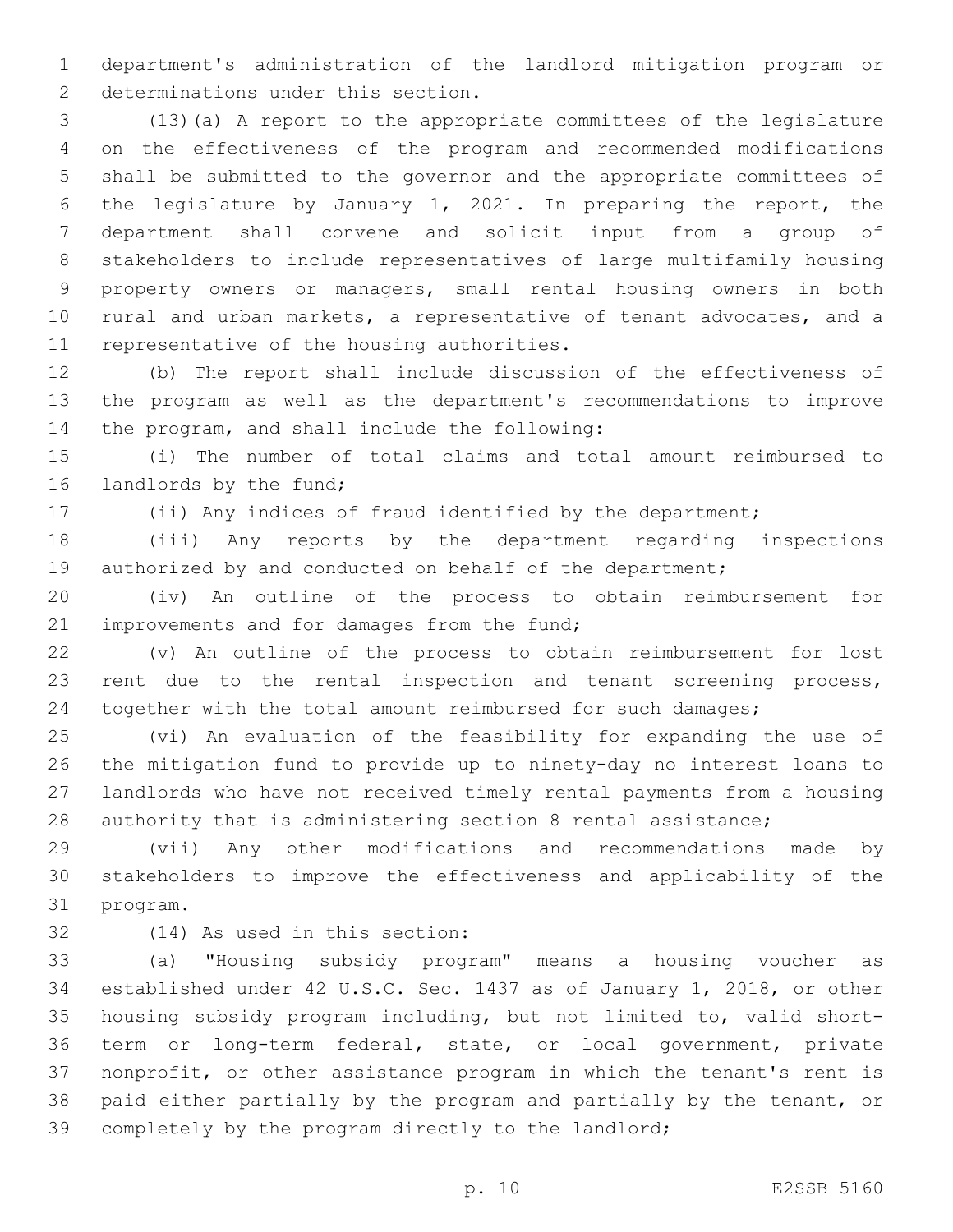department's administration of the landlord mitigation program or determinations under this section.

(13)(a) A report to the appropriate committees of the legislature on the effectiveness of the program and recommended modifications shall be submitted to the governor and the appropriate committees of the legislature by January 1, 2021. In preparing the report, the department shall convene and solicit input from a group of stakeholders to include representatives of large multifamily housing property owners or managers, small rental housing owners in both rural and urban markets, a representative of tenant advocates, and a representative of the housing authorities.

(b) The report shall include discussion of the effectiveness of the program as well as the department's recommendations to improve the program, and shall include the following:

(i) The number of total claims and total amount reimbursed to landlords by the fund;

(ii) Any indices of fraud identified by the department;

(iii) Any reports by the department regarding inspections authorized by and conducted on behalf of the department;

(iv) An outline of the process to obtain reimbursement for improvements and for damages from the fund;

(v) An outline of the process to obtain reimbursement for lost rent due to the rental inspection and tenant screening process, together with the total amount reimbursed for such damages;

(vi) An evaluation of the feasibility for expanding the use of the mitigation fund to provide up to ninety-day no interest loans to landlords who have not received timely rental payments from a housing authority that is administering section 8 rental assistance;

(vii) Any other modifications and recommendations made by stakeholders to improve the effectiveness and applicability of the program.

(14) As used in this section:

(a) "Housing subsidy program" means a housing voucher as established under 42 U.S.C. Sec. 1437 as of January 1, 2018, or other housing subsidy program including, but not limited to, valid short-term or long-term federal, state, or local government, private nonprofit, or other assistance program in which the tenant's rent is paid either partially by the program and partially by the tenant, or completely by the program directly to the landlord;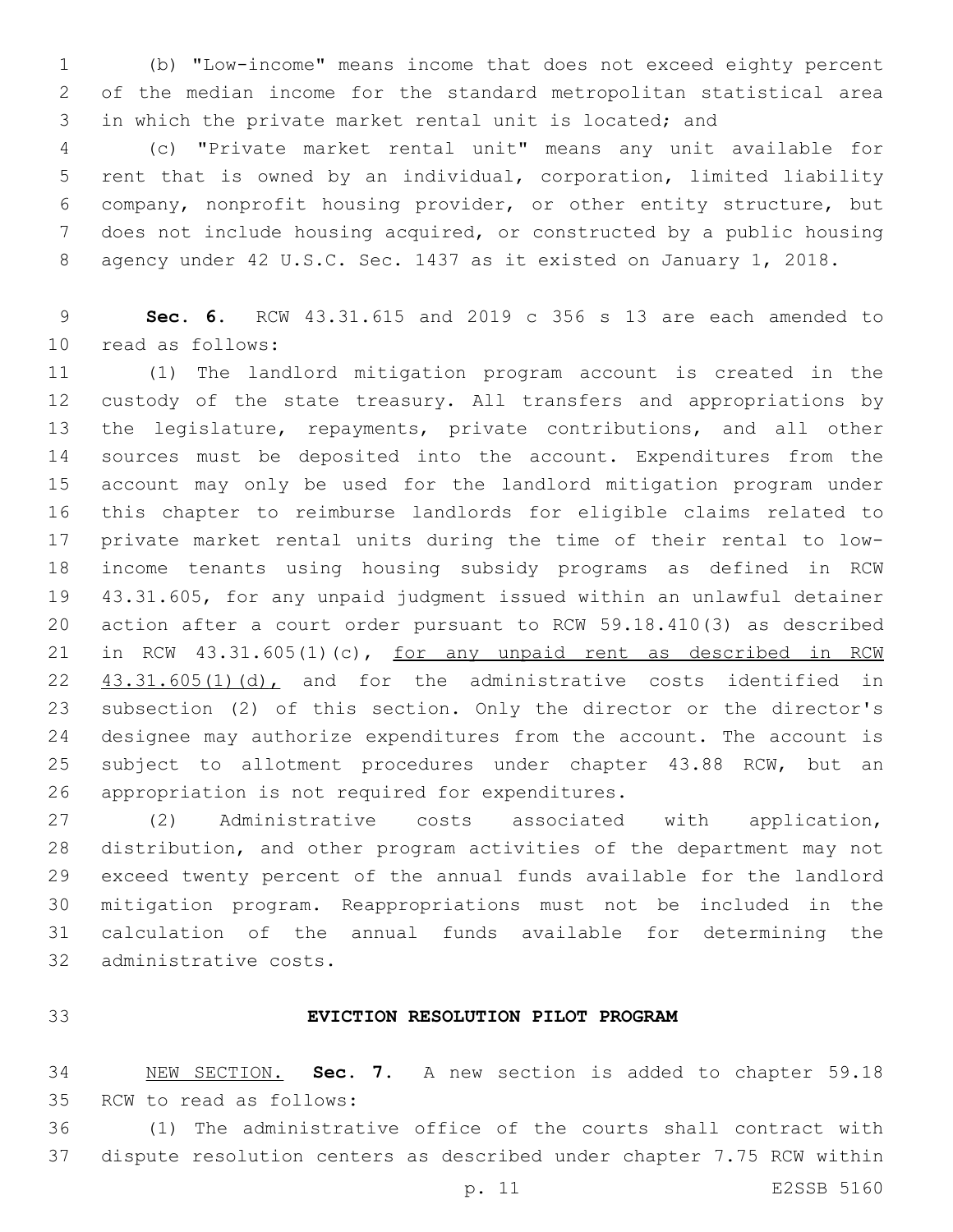(b) "Low-income" means income that does not exceed eighty percent of the median income for the standard metropolitan statistical area in which the private market rental unit is located; and

(c) "Private market rental unit" means any unit available for rent that is owned by an individual, corporation, limited liability company, nonprofit housing provider, or other entity structure, but does not include housing acquired, or constructed by a public housing agency under 42 U.S.C. Sec. 1437 as it existed on January 1, 2018.

**Sec. 6.** RCW 43.31.615 and 2019 c 356 s 13 are each amended to read as follows:

(1) The landlord mitigation program account is created in the custody of the state treasury. All transfers and appropriations by the legislature, repayments, private contributions, and all other sources must be deposited into the account. Expenditures from the account may only be used for the landlord mitigation program under this chapter to reimburse landlords for eligible claims related to private market rental units during the time of their rental to low-income tenants using housing subsidy programs as defined in RCW 43.31.605, for any unpaid judgment issued within an unlawful detainer action after a court order pursuant to RCW 59.18.410(3) as described in RCW 43.31.605(1)(c), <u>for any unpaid rent as described in RCW 43.31.605(1)(d),</u> and for the administrative costs identified in subsection (2) of this section. Only the director or the director's designee may authorize expenditures from the account. The account is subject to allotment procedures under chapter 43.88 RCW, but an appropriation is not required for expenditures.

(2) Administrative costs associated with application, distribution, and other program activities of the department may not exceed twenty percent of the annual funds available for the landlord mitigation program. Reappropriations must not be included in the calculation of the annual funds available for determining the administrative costs.

## EVICTION RESOLUTION PILOT PROGRAM

<u>NEW SECTION.</u> **Sec. 7.** A new section is added to chapter 59.18 RCW to read as follows:

(1) The administrative office of the courts shall contract with dispute resolution centers as described under chapter 7.75 RCW within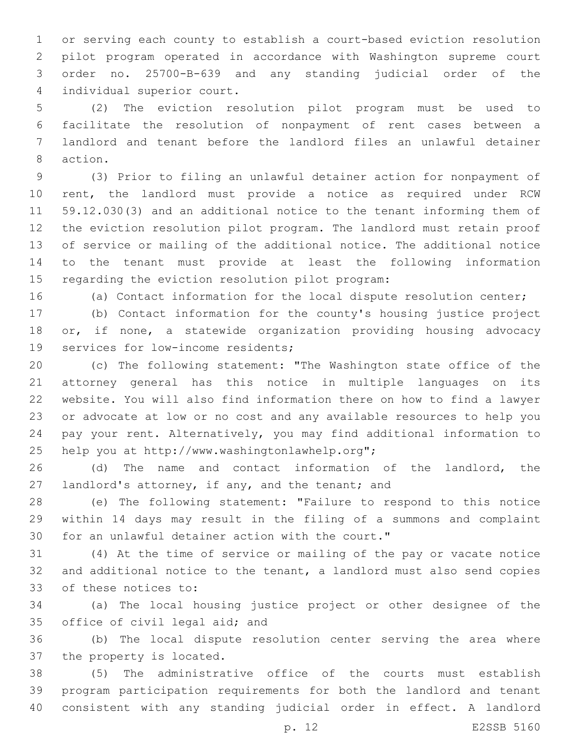or serving each county to establish a court-based eviction resolution pilot program operated in accordance with Washington supreme court order no. 25700-B-639 and any standing judicial order of the individual superior court.

(2) The eviction resolution pilot program must be used to facilitate the resolution of nonpayment of rent cases between a landlord and tenant before the landlord files an unlawful detainer action.

(3) Prior to filing an unlawful detainer action for nonpayment of rent, the landlord must provide a notice as required under RCW 59.12.030(3) and an additional notice to the tenant informing them of the eviction resolution pilot program. The landlord must retain proof of service or mailing of the additional notice. The additional notice to the tenant must provide at least the following information regarding the eviction resolution pilot program:

(a) Contact information for the local dispute resolution center;

(b) Contact information for the county's housing justice project or, if none, a statewide organization providing housing advocacy services for low-income residents;

(c) The following statement: "The Washington state office of the attorney general has this notice in multiple languages on its website. You will also find information there on how to find a lawyer or advocate at low or no cost and any available resources to help you pay your rent. Alternatively, you may find additional information to help you at http://www.washingtonlawhelp.org";

(d) The name and contact information of the landlord, the landlord's attorney, if any, and the tenant; and

(e) The following statement: "Failure to respond to this notice within 14 days may result in the filing of a summons and complaint for an unlawful detainer action with the court."

(4) At the time of service or mailing of the pay or vacate notice and additional notice to the tenant, a landlord must also send copies of these notices to:

(a) The local housing justice project or other designee of the office of civil legal aid; and

(b) The local dispute resolution center serving the area where the property is located.

(5) The administrative office of the courts must establish program participation requirements for both the landlord and tenant consistent with any standing judicial order in effect. A landlord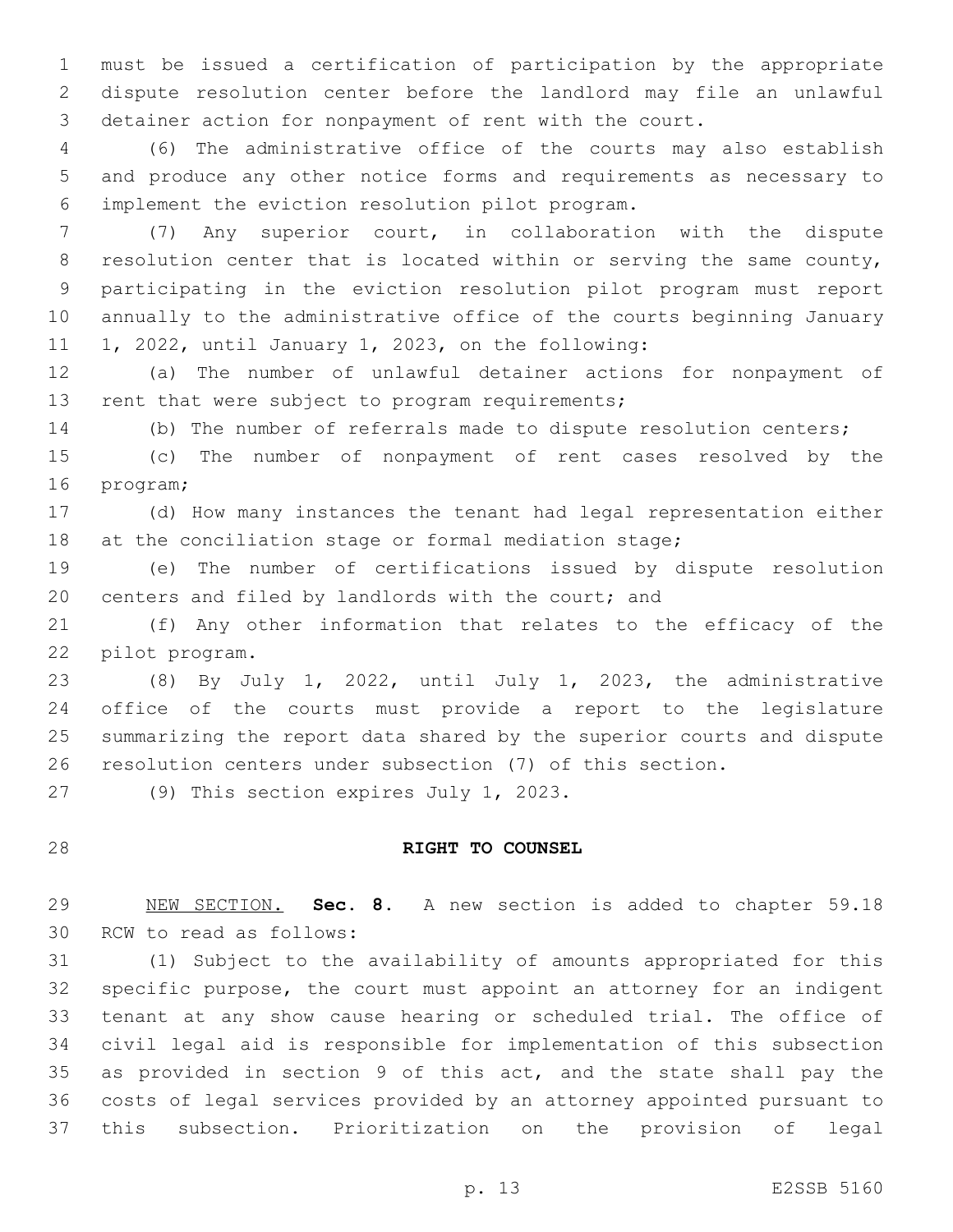must be issued a certification of participation by the appropriate dispute resolution center before the landlord may file an unlawful detainer action for nonpayment of rent with the court.

(6) The administrative office of the courts may also establish and produce any other notice forms and requirements as necessary to implement the eviction resolution pilot program.

(7) Any superior court, in collaboration with the dispute resolution center that is located within or serving the same county, participating in the eviction resolution pilot program must report annually to the administrative office of the courts beginning January 1, 2022, until January 1, 2023, on the following:

(a) The number of unlawful detainer actions for nonpayment of rent that were subject to program requirements;

(b) The number of referrals made to dispute resolution centers;

(c) The number of nonpayment of rent cases resolved by the program;

(d) How many instances the tenant had legal representation either at the conciliation stage or formal mediation stage;

(e) The number of certifications issued by dispute resolution centers and filed by landlords with the court; and

(f) Any other information that relates to the efficacy of the pilot program.

(8) By July 1, 2022, until July 1, 2023, the administrative office of the courts must provide a report to the legislature summarizing the report data shared by the superior courts and dispute resolution centers under subsection (7) of this section.

(9) This section expires July 1, 2023.

## RIGHT TO COUNSEL

NEW SECTION. **Sec. 8.** A new section is added to chapter 59.18 RCW to read as follows:

(1) Subject to the availability of amounts appropriated for this specific purpose, the court must appoint an attorney for an indigent tenant at any show cause hearing or scheduled trial. The office of civil legal aid is responsible for implementation of this subsection as provided in section 9 of this act, and the state shall pay the costs of legal services provided by an attorney appointed pursuant to this subsection. Prioritization on the provision of legal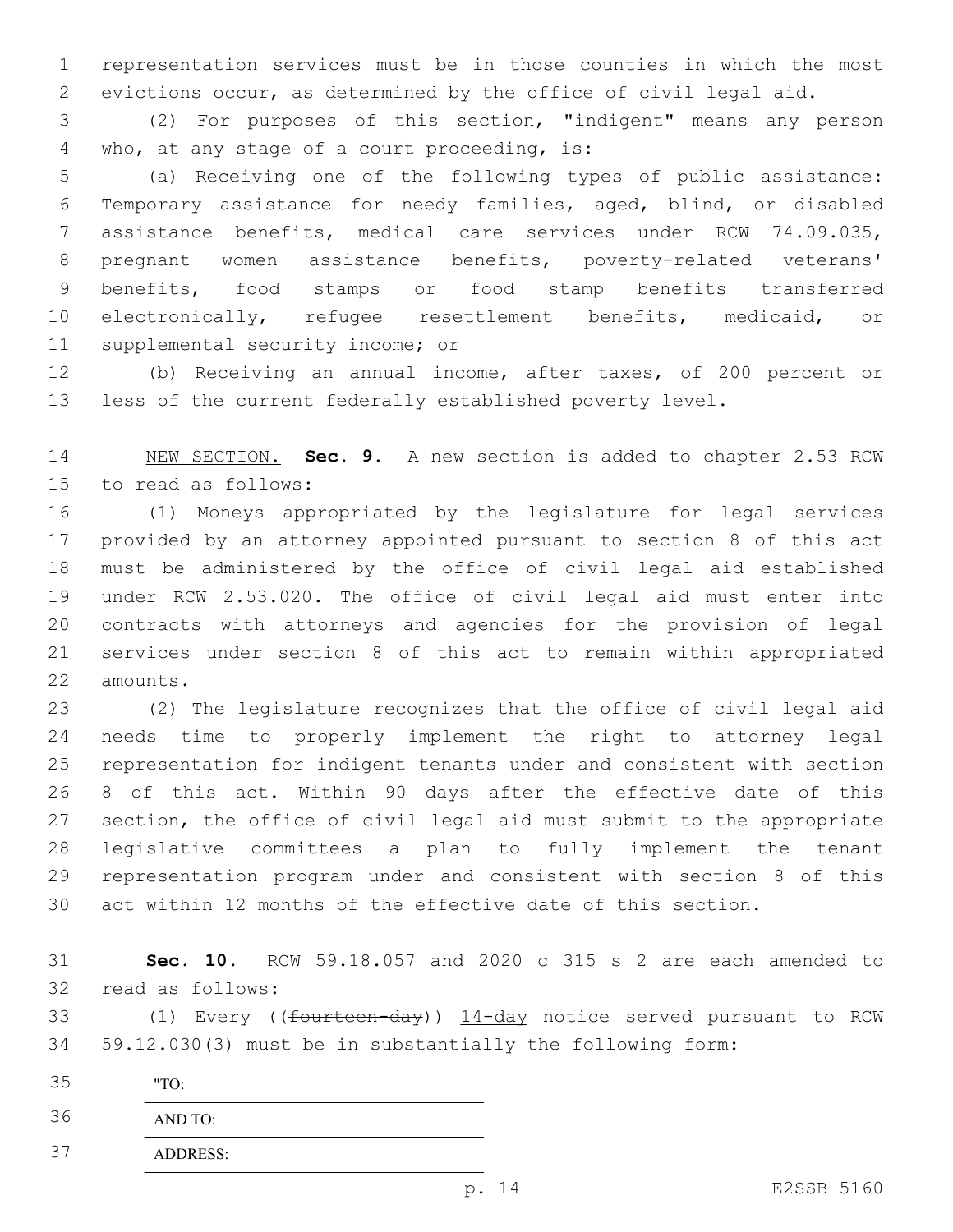representation services must be in those counties in which the most evictions occur, as determined by the office of civil legal aid.

(2) For purposes of this section, "indigent" means any person who, at any stage of a court proceeding, is:

(a) Receiving one of the following types of public assistance: Temporary assistance for needy families, aged, blind, or disabled assistance benefits, medical care services under RCW 74.09.035, pregnant women assistance benefits, poverty-related veterans' benefits, food stamps or food stamp benefits transferred electronically, refugee resettlement benefits, medicaid, or supplemental security income; or

(b) Receiving an annual income, after taxes, of 200 percent or less of the current federally established poverty level.

NEW SECTION. **Sec. 9.** A new section is added to chapter 2.53 RCW to read as follows:

(1) Moneys appropriated by the legislature for legal services provided by an attorney appointed pursuant to section 8 of this act must be administered by the office of civil legal aid established under RCW 2.53.020. The office of civil legal aid must enter into contracts with attorneys and agencies for the provision of legal services under section 8 of this act to remain within appropriated amounts.

(2) The legislature recognizes that the office of civil legal aid needs time to properly implement the right to attorney legal representation for indigent tenants under and consistent with section 8 of this act. Within 90 days after the effective date of this section, the office of civil legal aid must submit to the appropriate legislative committees a plan to fully implement the tenant representation program under and consistent with section 8 of this act within 12 months of the effective date of this section.

**Sec. 10.** RCW 59.18.057 and 2020 c 315 s 2 are each amended to read as follows:

(1) Every ((~~fourteen-day~~)) 14-day notice served pursuant to RCW 59.12.030(3) must be in substantially the following form:

"TO: \_\_\_\_\_\_\_\_\_\_\_\_\_\_\_\_\_\_\_\_\_\_\_\_\_\_\_\_\_\_\_\_\_\_\_\_

AND TO: \_\_\_\_\_\_\_\_\_\_\_\_\_\_\_\_\_\_\_\_\_\_\_\_\_\_\_\_\_\_\_\_\_\_

ADDRESS: \_\_\_\_\_\_\_\_\_\_\_\_\_\_\_\_\_\_\_\_\_\_\_\_\_\_\_\_\_\_\_\_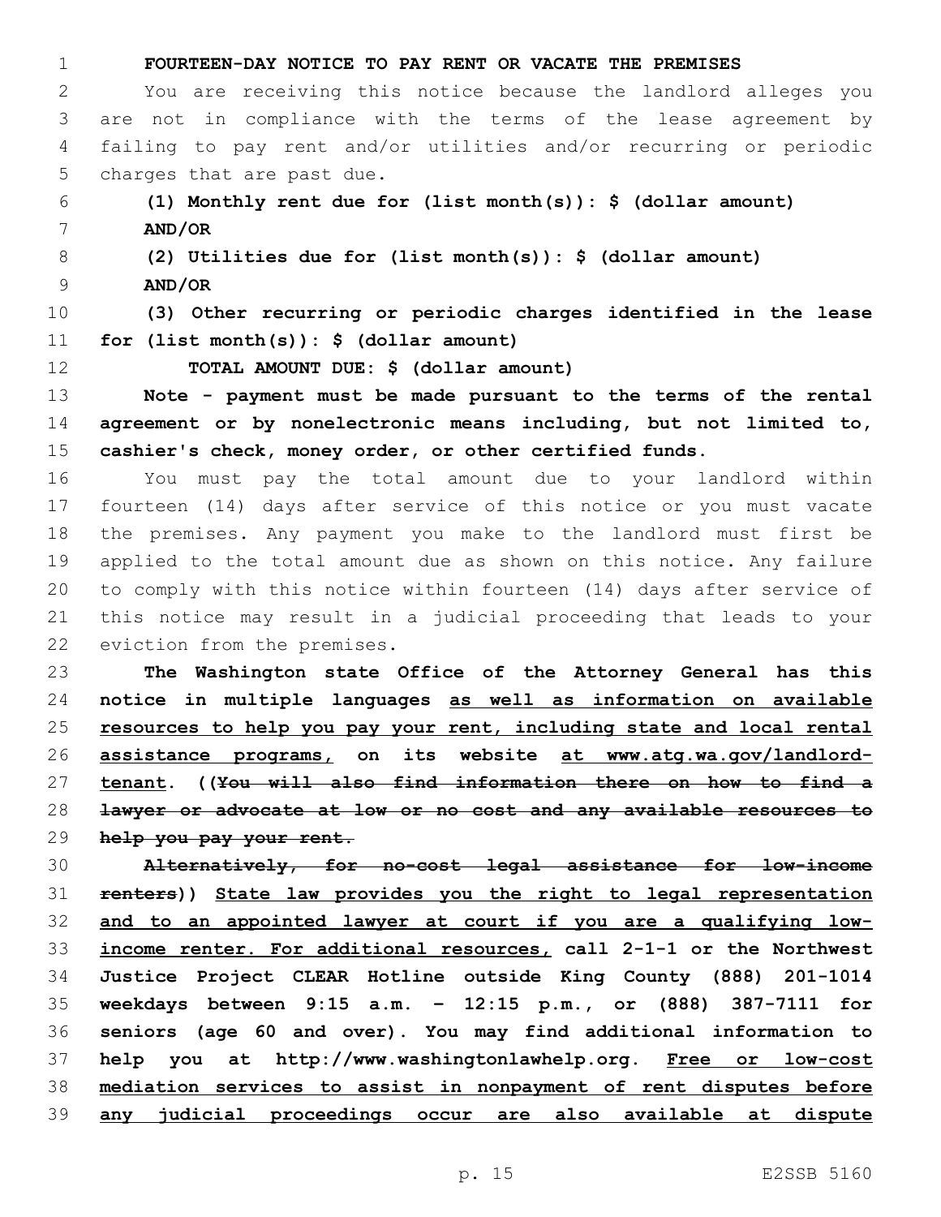**FOURTEEN-DAY NOTICE TO PAY RENT OR VACATE THE PREMISES**

You are receiving this notice because the landlord alleges you are not in compliance with the terms of the lease agreement by failing to pay rent and/or utilities and/or recurring or periodic charges that are past due.

**(1) Monthly rent due for (list month(s)): $ (dollar amount)**

**AND/OR**

**(2) Utilities due for (list month(s)): $ (dollar amount)**

**AND/OR**

**(3) Other recurring or periodic charges identified in the lease for (list month(s)): $ (dollar amount)**

**TOTAL AMOUNT DUE: $ (dollar amount)**

**Note - payment must be made pursuant to the terms of the rental agreement or by nonelectronic means including, but not limited to, cashier's check, money order, or other certified funds.**

You must pay the total amount due to your landlord within fourteen (14) days after service of this notice or you must vacate the premises. Any payment you make to the landlord must first be applied to the total amount due as shown on this notice. Any failure to comply with this notice within fourteen (14) days after service of this notice may result in a judicial proceeding that leads to your eviction from the premises.

**The Washington state Office of the Attorney General has this notice in multiple languages <u>as well as information on available resources to help you pay your rent, including state and local rental assistance programs,</u> on its website <u>at www.atg.wa.gov/landlord-tenant</u>. ((~~You will also find information there on how to find a lawyer or advocate at low or no cost and any available resources to help you pay your rent.~~**

**~~Alternatively, for no-cost legal assistance for low-income renters~~)) <u>State law provides you the right to legal representation and to an appointed lawyer at court if you are a qualifying low-income renter. For additional resources,</u> call 2-1-1 or the Northwest Justice Project CLEAR Hotline outside King County (888) 201-1014 weekdays between 9:15 a.m. – 12:15 p.m., or (888) 387-7111 for seniors (age 60 and over). You may find additional information to help you at http://www.washingtonlawhelp.org. <u>Free or low-cost mediation services to assist in nonpayment of rent disputes before any judicial proceedings occur are also available at dispute</u>**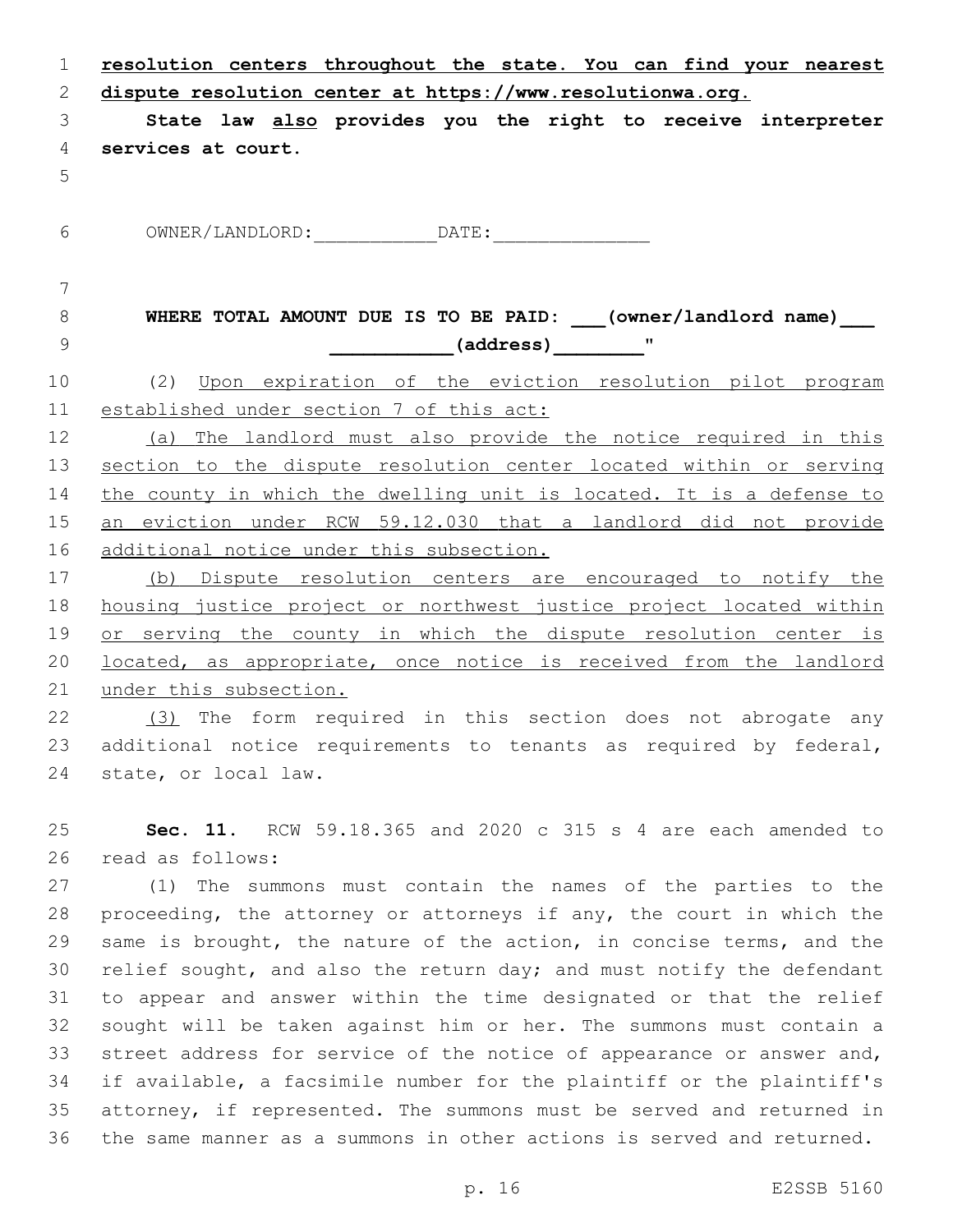**resolution centers throughout the state. You can find your nearest dispute resolution center at https://www.resolutionwa.org.**

**State law <u>also</u> provides you the right to receive interpreter services at court.**

OWNER/LANDLORD:__________DATE:_____________

**WHERE TOTAL AMOUNT DUE IS TO BE PAID: ___(owner/landlord name)___ __________(address)_______"**

(2) <u>Upon expiration of the eviction resolution pilot program established under section 7 of this act:</u>

<u>(a) The landlord must also provide the notice required in this section to the dispute resolution center located within or serving the county in which the dwelling unit is located. It is a defense to an eviction under RCW 59.12.030 that a landlord did not provide additional notice under this subsection.</u>

<u>(b) Dispute resolution centers are encouraged to notify the housing justice project or northwest justice project located within or serving the county in which the dispute resolution center is located, as appropriate, once notice is received from the landlord under this subsection.</u>

<u>(3)</u> The form required in this section does not abrogate any additional notice requirements to tenants as required by federal, state, or local law.

**Sec. 11.** RCW 59.18.365 and 2020 c 315 s 4 are each amended to read as follows:

(1) The summons must contain the names of the parties to the proceeding, the attorney or attorneys if any, the court in which the same is brought, the nature of the action, in concise terms, and the relief sought, and also the return day; and must notify the defendant to appear and answer within the time designated or that the relief sought will be taken against him or her. The summons must contain a street address for service of the notice of appearance or answer and, if available, a facsimile number for the plaintiff or the plaintiff's attorney, if represented. The summons must be served and returned in the same manner as a summons in other actions is served and returned.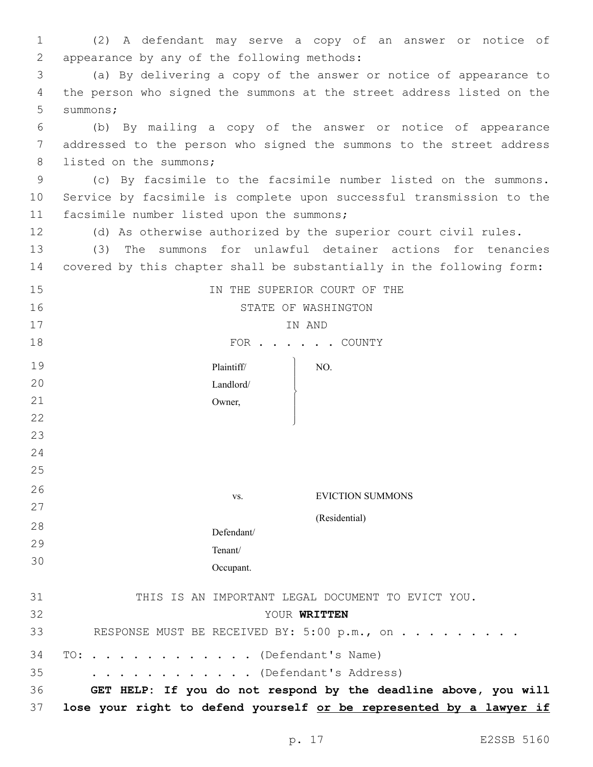(2) A defendant may serve a copy of an answer or notice of appearance by any of the following methods:

(a) By delivering a copy of the answer or notice of appearance to the person who signed the summons at the street address listed on the summons;

(b) By mailing a copy of the answer or notice of appearance addressed to the person who signed the summons to the street address listed on the summons;

(c) By facsimile to the facsimile number listed on the summons. Service by facsimile is complete upon successful transmission to the facsimile number listed upon the summons;

(d) As otherwise authorized by the superior court civil rules.

(3) The summons for unlawful detainer actions for tenancies covered by this chapter shall be substantially in the following form:

IN THE SUPERIOR COURT OF THE
STATE OF WASHINGTON
IN AND
FOR . . . . . . COUNTY

| | |
|---|---|
| Plaintiff/<br>Landlord/<br>Owner, | NO. |
| vs. | EVICTION SUMMONS<br>(Residential) |
| Defendant/<br>Tenant/<br>Occupant. | |

THIS IS AN IMPORTANT LEGAL DOCUMENT TO EVICT YOU.
YOUR **WRITTEN**
RESPONSE MUST BE RECEIVED BY: 5:00 p.m., on . . . . . . . . .

TO: . . . . . . . . . . . . (Defendant's Name)
. . . . . . . . . . . . (Defendant's Address)

**GET HELP: If you do not respond by the deadline above, you will lose your right to defend yourself <u>or be represented by a lawyer if</u>**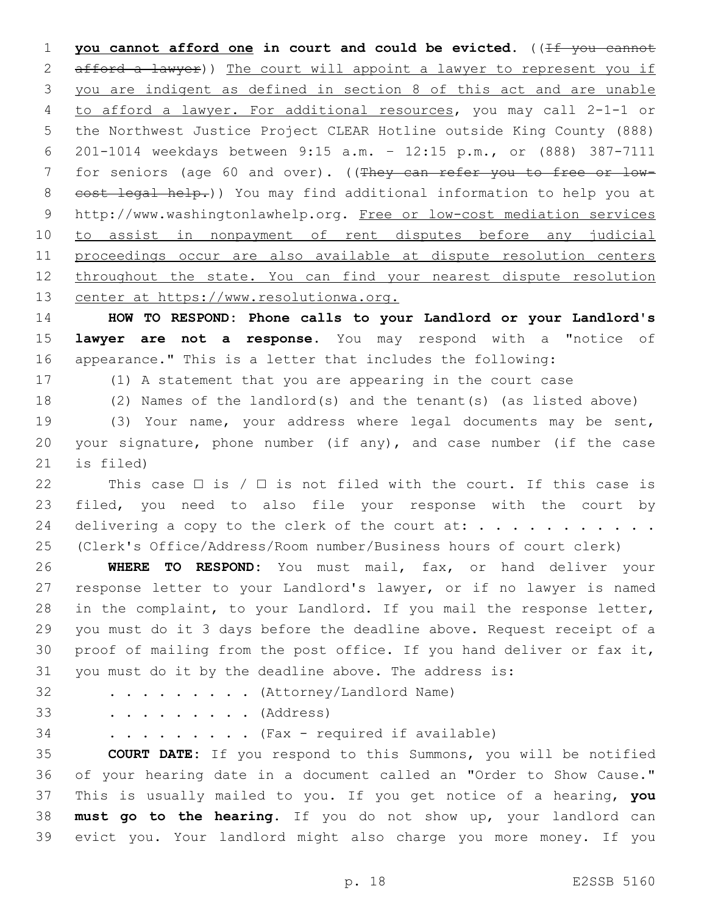**you cannot afford one in court and could be evicted.** ((~~If you cannot afford a lawyer~~)) The court will appoint a lawyer to represent you if you are indigent as defined in section 8 of this act and are unable to afford a lawyer. For additional resources, you may call 2-1-1 or the Northwest Justice Project CLEAR Hotline outside King County (888) 201-1014 weekdays between 9:15 a.m. – 12:15 p.m., or (888) 387-7111 for seniors (age 60 and over). ((~~They can refer you to free or low-cost legal help.~~)) You may find additional information to help you at http://www.washingtonlawhelp.org. Free or low-cost mediation services to assist in nonpayment of rent disputes before any judicial proceedings occur are also available at dispute resolution centers throughout the state. You can find your nearest dispute resolution center at https://www.resolutionwa.org.

**HOW TO RESPOND: Phone calls to your Landlord or your Landlord's lawyer are not a response.** You may respond with a "notice of appearance." This is a letter that includes the following:

(1) A statement that you are appearing in the court case

(2) Names of the landlord(s) and the tenant(s) (as listed above)

(3) Your name, your address where legal documents may be sent, your signature, phone number (if any), and case number (if the case is filed)

This case ☐ is / ☐ is not filed with the court. If this case is filed, you need to also file your response with the court by delivering a copy to the clerk of the court at: . . . . . . . . . . . (Clerk's Office/Address/Room number/Business hours of court clerk)

**WHERE TO RESPOND:** You must mail, fax, or hand deliver your response letter to your Landlord's lawyer, or if no lawyer is named in the complaint, to your Landlord. If you mail the response letter, you must do it 3 days before the deadline above. Request receipt of a proof of mailing from the post office. If you hand deliver or fax it, you must do it by the deadline above. The address is:

. . . . . . . . . . (Attorney/Landlord Name)

. . . . . . . . . . (Address)

. . . . . . . . . . (Fax - required if available)

**COURT DATE:** If you respond to this Summons, you will be notified of your hearing date in a document called an "Order to Show Cause." This is usually mailed to you. If you get notice of a hearing, **you must go to the hearing.** If you do not show up, your landlord can evict you. Your landlord might also charge you more money. If you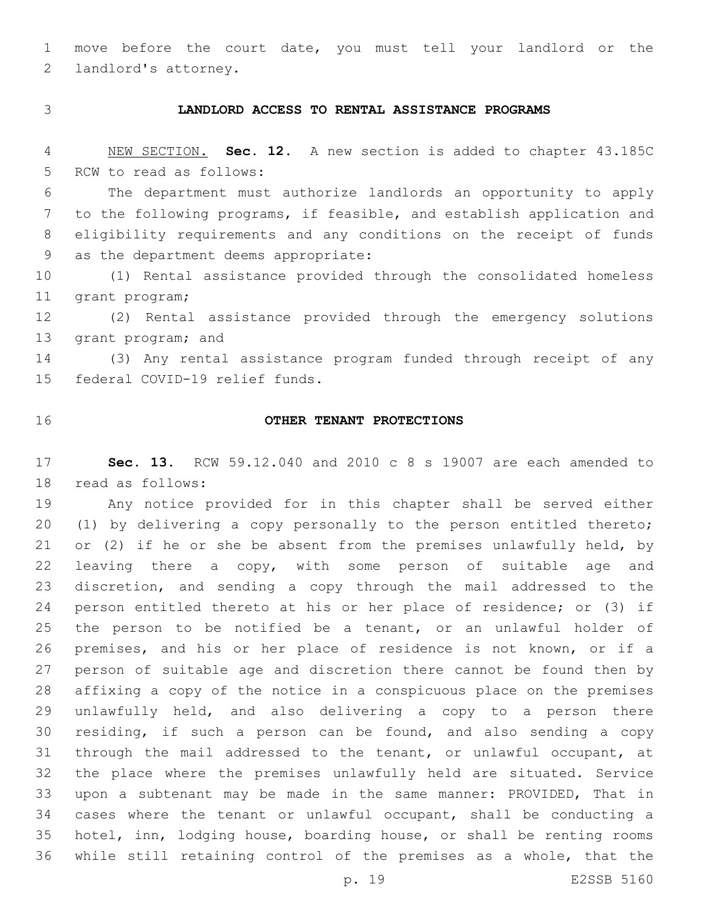move before the court date, you must tell your landlord or the landlord's attorney.

## LANDLORD ACCESS TO RENTAL ASSISTANCE PROGRAMS

NEW SECTION. **Sec. 12.** A new section is added to chapter 43.185C RCW to read as follows:

The department must authorize landlords an opportunity to apply to the following programs, if feasible, and establish application and eligibility requirements and any conditions on the receipt of funds as the department deems appropriate:

(1) Rental assistance provided through the consolidated homeless grant program;

(2) Rental assistance provided through the emergency solutions grant program; and

(3) Any rental assistance program funded through receipt of any federal COVID-19 relief funds.

## OTHER TENANT PROTECTIONS

**Sec. 13.** RCW 59.12.040 and 2010 c 8 s 19007 are each amended to read as follows:

Any notice provided for in this chapter shall be served either (1) by delivering a copy personally to the person entitled thereto; or (2) if he or she be absent from the premises unlawfully held, by leaving there a copy, with some person of suitable age and discretion, and sending a copy through the mail addressed to the person entitled thereto at his or her place of residence; or (3) if the person to be notified be a tenant, or an unlawful holder of premises, and his or her place of residence is not known, or if a person of suitable age and discretion there cannot be found then by affixing a copy of the notice in a conspicuous place on the premises unlawfully held, and also delivering a copy to a person there residing, if such a person can be found, and also sending a copy through the mail addressed to the tenant, or unlawful occupant, at the place where the premises unlawfully held are situated. Service upon a subtenant may be made in the same manner: PROVIDED, That in cases where the tenant or unlawful occupant, shall be conducting a hotel, inn, lodging house, boarding house, or shall be renting rooms while still retaining control of the premises as a whole, that the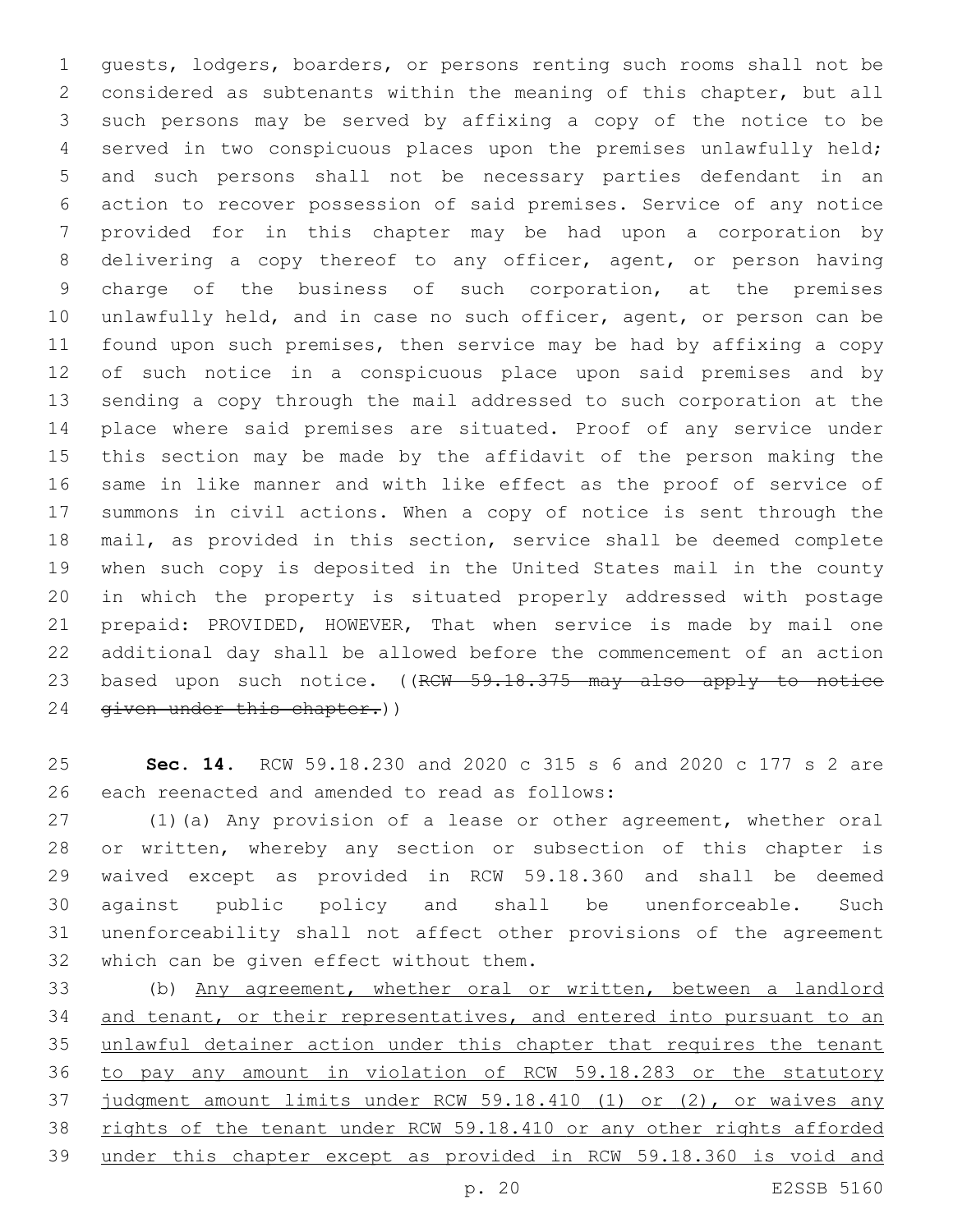guests, lodgers, boarders, or persons renting such rooms shall not be considered as subtenants within the meaning of this chapter, but all such persons may be served by affixing a copy of the notice to be served in two conspicuous places upon the premises unlawfully held; and such persons shall not be necessary parties defendant in an action to recover possession of said premises. Service of any notice provided for in this chapter may be had upon a corporation by delivering a copy thereof to any officer, agent, or person having charge of the business of such corporation, at the premises unlawfully held, and in case no such officer, agent, or person can be found upon such premises, then service may be had by affixing a copy of such notice in a conspicuous place upon said premises and by sending a copy through the mail addressed to such corporation at the place where said premises are situated. Proof of any service under this section may be made by the affidavit of the person making the same in like manner and with like effect as the proof of service of summons in civil actions. When a copy of notice is sent through the mail, as provided in this section, service shall be deemed complete when such copy is deposited in the United States mail in the county in which the property is situated properly addressed with postage prepaid: PROVIDED, HOWEVER, That when service is made by mail one additional day shall be allowed before the commencement of an action based upon such notice. ((~~RCW 59.18.375 may also apply to notice given under this chapter.~~))

**Sec. 14.** RCW 59.18.230 and 2020 c 315 s 6 and 2020 c 177 s 2 are each reenacted and amended to read as follows:

(1)(a) Any provision of a lease or other agreement, whether oral or written, whereby any section or subsection of this chapter is waived except as provided in RCW 59.18.360 and shall be deemed against public policy and shall be unenforceable. Such unenforceability shall not affect other provisions of the agreement which can be given effect without them.

(b) <u>Any agreement, whether oral or written, between a landlord and tenant, or their representatives, and entered into pursuant to an unlawful detainer action under this chapter that requires the tenant to pay any amount in violation of RCW 59.18.283 or the statutory judgment amount limits under RCW 59.18.410 (1) or (2), or waives any rights of the tenant under RCW 59.18.410 or any other rights afforded under this chapter except as provided in RCW 59.18.360 is void and</u>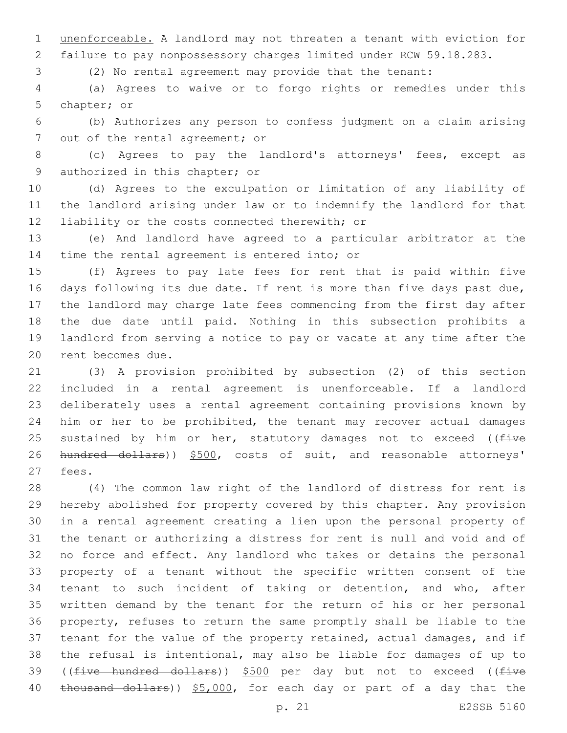unenforceable. A landlord may not threaten a tenant with eviction for failure to pay nonpossessory charges limited under RCW 59.18.283.

(2) No rental agreement may provide that the tenant:

(a) Agrees to waive or to forgo rights or remedies under this chapter; or

(b) Authorizes any person to confess judgment on a claim arising out of the rental agreement; or

(c) Agrees to pay the landlord's attorneys' fees, except as authorized in this chapter; or

(d) Agrees to the exculpation or limitation of any liability of the landlord arising under law or to indemnify the landlord for that liability or the costs connected therewith; or

(e) And landlord have agreed to a particular arbitrator at the time the rental agreement is entered into; or

(f) Agrees to pay late fees for rent that is paid within five days following its due date. If rent is more than five days past due, the landlord may charge late fees commencing from the first day after the due date until paid. Nothing in this subsection prohibits a landlord from serving a notice to pay or vacate at any time after the rent becomes due.

(3) A provision prohibited by subsection (2) of this section included in a rental agreement is unenforceable. If a landlord deliberately uses a rental agreement containing provisions known by him or her to be prohibited, the tenant may recover actual damages sustained by him or her, statutory damages not to exceed ((~~five hundred dollars~~)) $500, costs of suit, and reasonable attorneys' fees.

(4) The common law right of the landlord of distress for rent is hereby abolished for property covered by this chapter. Any provision in a rental agreement creating a lien upon the personal property of the tenant or authorizing a distress for rent is null and void and of no force and effect. Any landlord who takes or detains the personal property of a tenant without the specific written consent of the tenant to such incident of taking or detention, and who, after written demand by the tenant for the return of his or her personal property, refuses to return the same promptly shall be liable to the tenant for the value of the property retained, actual damages, and if the refusal is intentional, may also be liable for damages of up to ((~~five hundred dollars~~)) $500 per day but not to exceed ((~~five thousand dollars~~)) $5,000, for each day or part of a day that the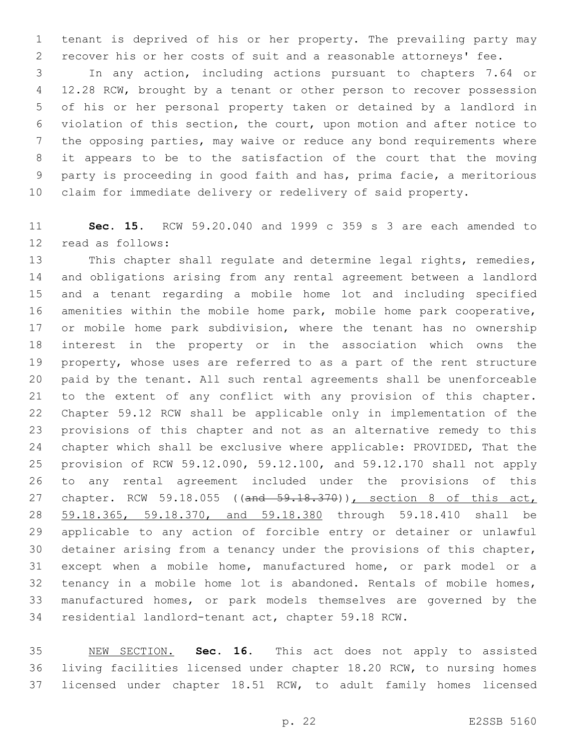tenant is deprived of his or her property. The prevailing party may recover his or her costs of suit and a reasonable attorneys' fee.

In any action, including actions pursuant to chapters 7.64 or 12.28 RCW, brought by a tenant or other person to recover possession of his or her personal property taken or detained by a landlord in violation of this section, the court, upon motion and after notice to the opposing parties, may waive or reduce any bond requirements where it appears to be to the satisfaction of the court that the moving party is proceeding in good faith and has, prima facie, a meritorious claim for immediate delivery or redelivery of said property.

**Sec. 15.** RCW 59.20.040 and 1999 c 359 s 3 are each amended to read as follows:

This chapter shall regulate and determine legal rights, remedies, and obligations arising from any rental agreement between a landlord and a tenant regarding a mobile home lot and including specified amenities within the mobile home park, mobile home park cooperative, or mobile home park subdivision, where the tenant has no ownership interest in the property or in the association which owns the property, whose uses are referred to as a part of the rent structure paid by the tenant. All such rental agreements shall be unenforceable to the extent of any conflict with any provision of this chapter. Chapter 59.12 RCW shall be applicable only in implementation of the provisions of this chapter and not as an alternative remedy to this chapter which shall be exclusive where applicable: PROVIDED, That the provision of RCW 59.12.090, 59.12.100, and 59.12.170 shall not apply to any rental agreement included under the provisions of this chapter. RCW 59.18.055 ((~~and 59.18.370~~)), section 8 of this act, 59.18.365, 59.18.370, and 59.18.380 through 59.18.410 shall be applicable to any action of forcible entry or detainer or unlawful detainer arising from a tenancy under the provisions of this chapter, except when a mobile home, manufactured home, or park model or a tenancy in a mobile home lot is abandoned. Rentals of mobile homes, manufactured homes, or park models themselves are governed by the residential landlord-tenant act, chapter 59.18 RCW.

NEW SECTION. **Sec. 16.** This act does not apply to assisted living facilities licensed under chapter 18.20 RCW, to nursing homes licensed under chapter 18.51 RCW, to adult family homes licensed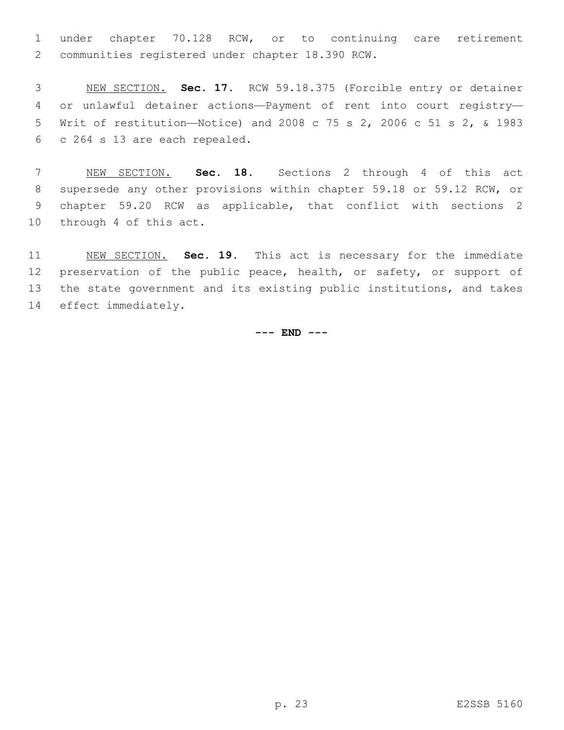under chapter 70.128 RCW, or to continuing care retirement communities registered under chapter 18.390 RCW.

NEW SECTION. **Sec. 17.** RCW 59.18.375 (Forcible entry or detainer or unlawful detainer actions—Payment of rent into court registry—Writ of restitution—Notice) and 2008 c 75 s 2, 2006 c 51 s 2, & 1983 c 264 s 13 are each repealed.

NEW SECTION. **Sec. 18.** Sections 2 through 4 of this act supersede any other provisions within chapter 59.18 or 59.12 RCW, or chapter 59.20 RCW as applicable, that conflict with sections 2 through 4 of this act.

NEW SECTION. **Sec. 19.** This act is necessary for the immediate preservation of the public peace, health, or safety, or support of the state government and its existing public institutions, and takes effect immediately.

**--- END ---**